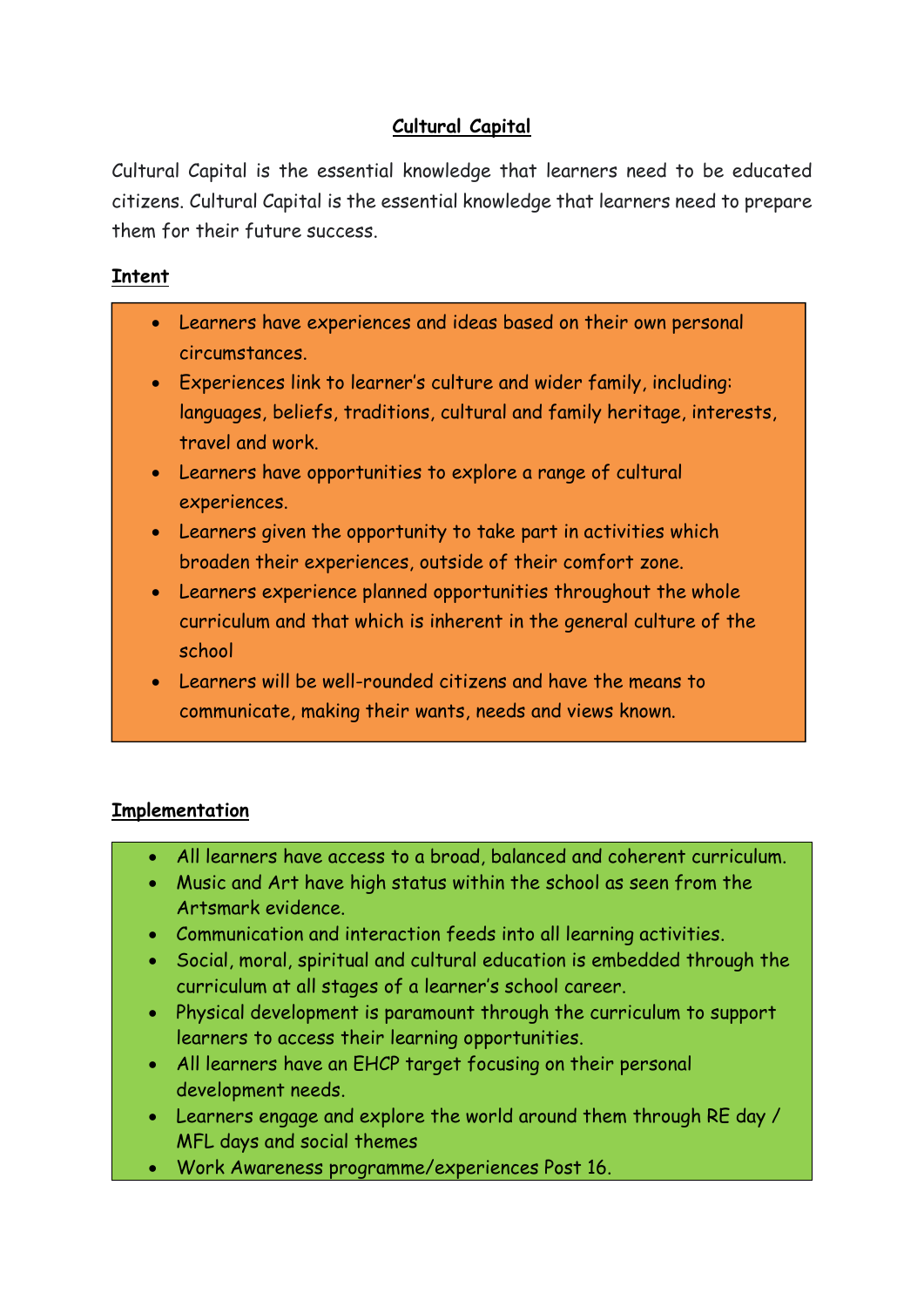# Cultural Capital

Cultural Capital is the essential knowledge that learners need to be educated citizens. Cultural Capital is the essential knowledge that learners need to prepare them for their future success.

## Intent

- Learners have experiences and ideas based on their own personal circumstances.
- Experiences link to learner's culture and wider family, including: languages, beliefs, traditions, cultural and family heritage, interests, travel and work.
- Learners have opportunities to explore a range of cultural experiences.
- Learners given the opportunity to take part in activities which broaden their experiences, outside of their comfort zone.
- Learners experience planned opportunities throughout the whole curriculum and that which is inherent in the general culture of the school
- Learners will be well-rounded citizens and have the means to communicate, making their wants, needs and views known.

## Implementation

- All learners have access to a broad, balanced and coherent curriculum.
- Music and Art have high status within the school as seen from the Artsmark evidence.
- Communication and interaction feeds into all learning activities.
- Social, moral, spiritual and cultural education is embedded through the curriculum at all stages of a learner's school career.
- Physical development is paramount through the curriculum to support learners to access their learning opportunities.
- All learners have an EHCP target focusing on their personal development needs.
- Learners engage and explore the world around them through RE day / MFL days and social themes
- Work Awareness programme/experiences Post 16.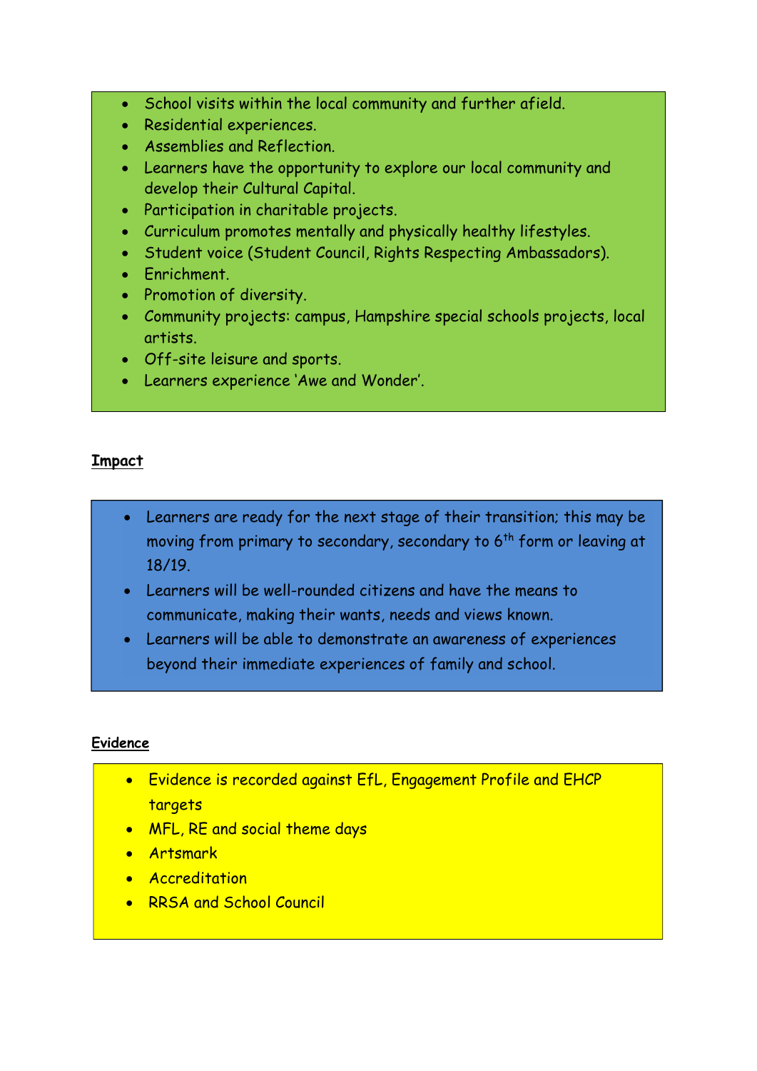- School visits within the local community and further afield.
- Residential experiences.
- Assemblies and Reflection.
- Learners have the opportunity to explore our local community and develop their Cultural Capital.
- Participation in charitable projects.
- Curriculum promotes mentally and physically healthy lifestyles.
- Student voice (Student Council, Rights Respecting Ambassadors).
- Enrichment.
- Promotion of diversity.
- Community projects: campus, Hampshire special schools projects, local artists.
- Off-site leisure and sports.
- Learners experience 'Awe and Wonder'.

## Impact

- Learners are ready for the next stage of their transition; this may be moving from primary to secondary, secondary to 6th form or leaving at 18/19.
- Learners will be well-rounded citizens and have the means to communicate, making their wants, needs and views known.
- Learners will be able to demonstrate an awareness of experiences beyond their immediate experiences of family and school.

## Evidence

- Evidence is recorded against EfL, Engagement Profile and EHCP targets
- MFL, RE and social theme days
- Artsmark
- Accreditation
- RRSA and School Council